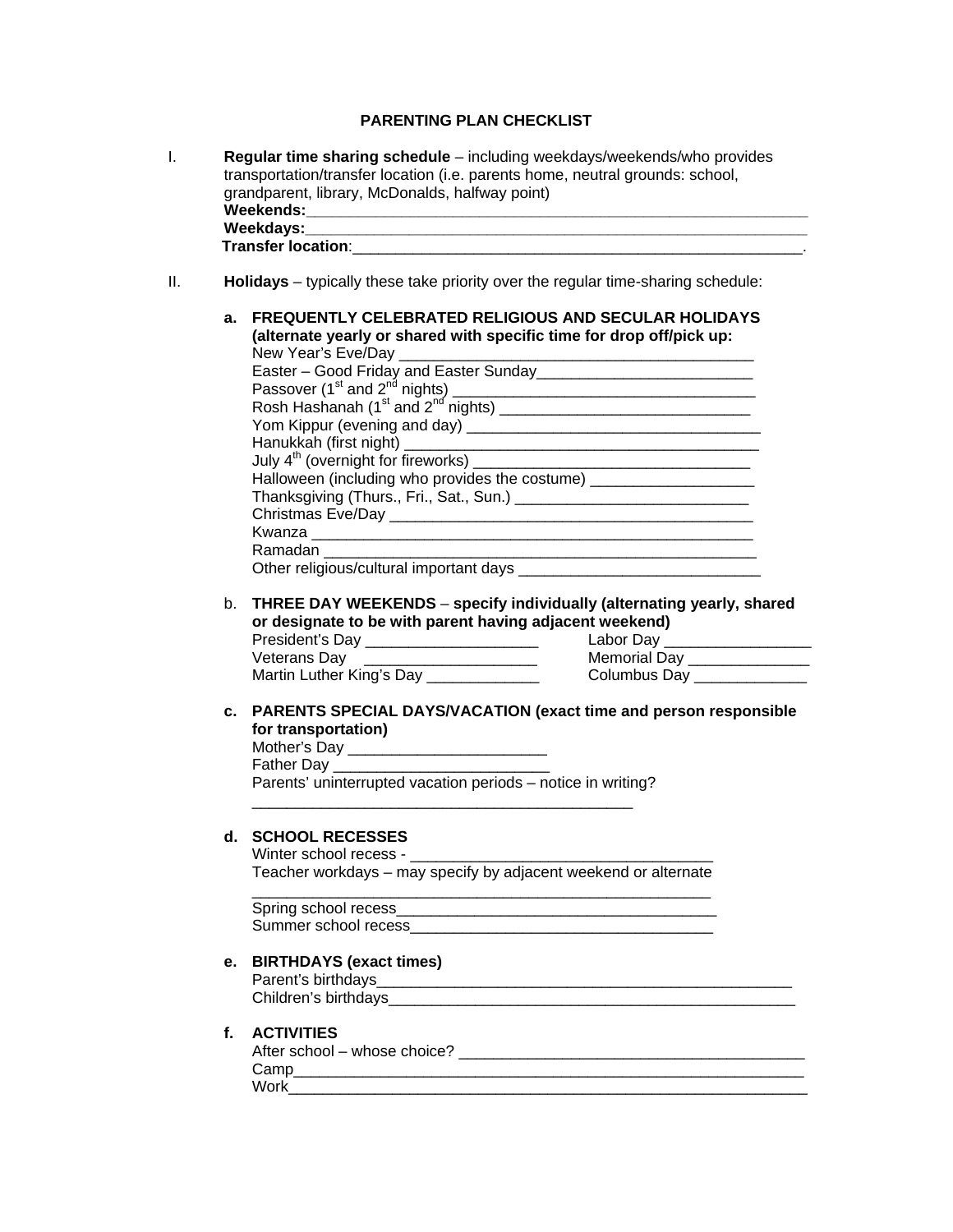# PARENTING PLAN CHECKLIST

I. **Regular time sharing schedule** – including weekdays/weekends/who provides transportation/transfer location (i.e. parents home, neutral grounds: school, grandparent, library, McDonalds, halfway point)

**Weekends:**____________________________________________________________

**Weekdays:**____________________________________________________________

**Transfer location**:______________________________________________________.

II. **Holidays** – typically these take priority over the regular time-sharing schedule:

**a. FREQUENTLY CELEBRATED RELIGIOUS AND SECULAR HOLIDAYS (alternate yearly or shared with specific time for drop off/pick up:**

New Year's Eve/Day ________________________________________

Easter – Good Friday and Easter Sunday________________________

Passover (1st and 2nd nights) ________________________________

Rosh Hashanah (1st and 2nd nights) ___________________________

Yom Kippur (evening and day) _______________________________

Hanukkah (first night) _____________________________________

July 4th (overnight for fireworks) _____________________________

Halloween (including who provides the costume) __________________

Thanksgiving (Thurs., Fri., Sat., Sun.) ___________________________

Christmas Eve/Day __________________________________________

Kwanza ___________________________________________________

Ramadan __________________________________________________

Other religious/cultural important days ____________________________

b. **THREE DAY WEEKENDS** – **specify individually (alternating yearly, shared or designate to be with parent having adjacent weekend)**

President's Day ____________________

Veterans Day ____________________

Martin Luther King's Day _____________

Labor Day _________________

Memorial Day ______________

Columbus Day _____________

**c. PARENTS SPECIAL DAYS/VACATION (exact time and person responsible for transportation)**

Mother's Day _______________________

Father Day _________________________

Parents' uninterrupted vacation periods – notice in writing?

____________________________________________

**d. SCHOOL RECESSES**

Winter school recess - __________________________________

Teacher workdays – may specify by adjacent weekend or alternate

_____________________________________________________

Spring school recess____________________________________

Summer school recess___________________________________

**e. BIRTHDAYS (exact times)**

Parent's birthdays_______________________________________________

Children's birthdays_____________________________________________

**f. ACTIVITIES**

After school – whose choice? ________________________________________

Camp___________________________________________________________

Work____________________________________________________________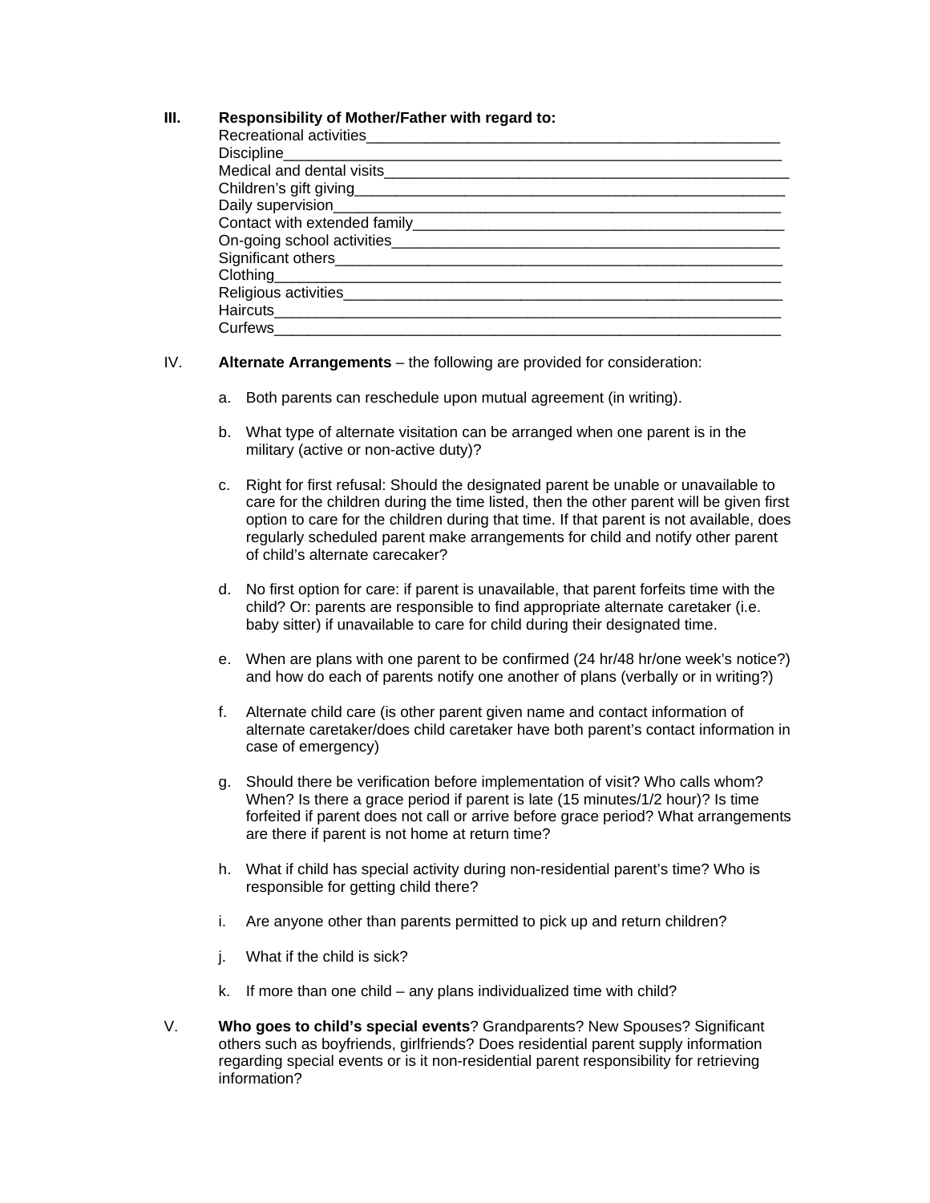**III. Responsibility of Mother/Father with regard to:**

Recreational activities_______________________________________________________

Discipline_______________________________________________________________

Medical and dental visits_____________________________________________________

Children's gift giving_________________________________________________________

Daily supervision____________________________________________________________

Contact with extended family_________________________________________________

On-going school activities____________________________________________________

Significant others____________________________________________________________

Clothing____________________________________________________________________

Religious activities___________________________________________________________

Haircuts_____________________________________________________________________

Curfews_____________________________________________________________________

IV. **Alternate Arrangements** – the following are provided for consideration:

a. Both parents can reschedule upon mutual agreement (in writing).

b. What type of alternate visitation can be arranged when one parent is in the military (active or non-active duty)?

c. Right for first refusal: Should the designated parent be unable or unavailable to care for the children during the time listed, then the other parent will be given first option to care for the children during that time. If that parent is not available, does regularly scheduled parent make arrangements for child and notify other parent of child's alternate carecaker?

d. No first option for care: if parent is unavailable, that parent forfeits time with the child? Or: parents are responsible to find appropriate alternate caretaker (i.e. baby sitter) if unavailable to care for child during their designated time.

e. When are plans with one parent to be confirmed (24 hr/48 hr/one week's notice?) and how do each of parents notify one another of plans (verbally or in writing?)

f. Alternate child care (is other parent given name and contact information of alternate caretaker/does child caretaker have both parent's contact information in case of emergency)

g. Should there be verification before implementation of visit? Who calls whom? When? Is there a grace period if parent is late (15 minutes/1/2 hour)? Is time forfeited if parent does not call or arrive before grace period? What arrangements are there if parent is not home at return time?

h. What if child has special activity during non-residential parent's time? Who is responsible for getting child there?

i. Are anyone other than parents permitted to pick up and return children?

j. What if the child is sick?

k. If more than one child – any plans individualized time with child?

V. **Who goes to child's special events**? Grandparents? New Spouses? Significant others such as boyfriends, girlfriends? Does residential parent supply information regarding special events or is it non-residential parent responsibility for retrieving information?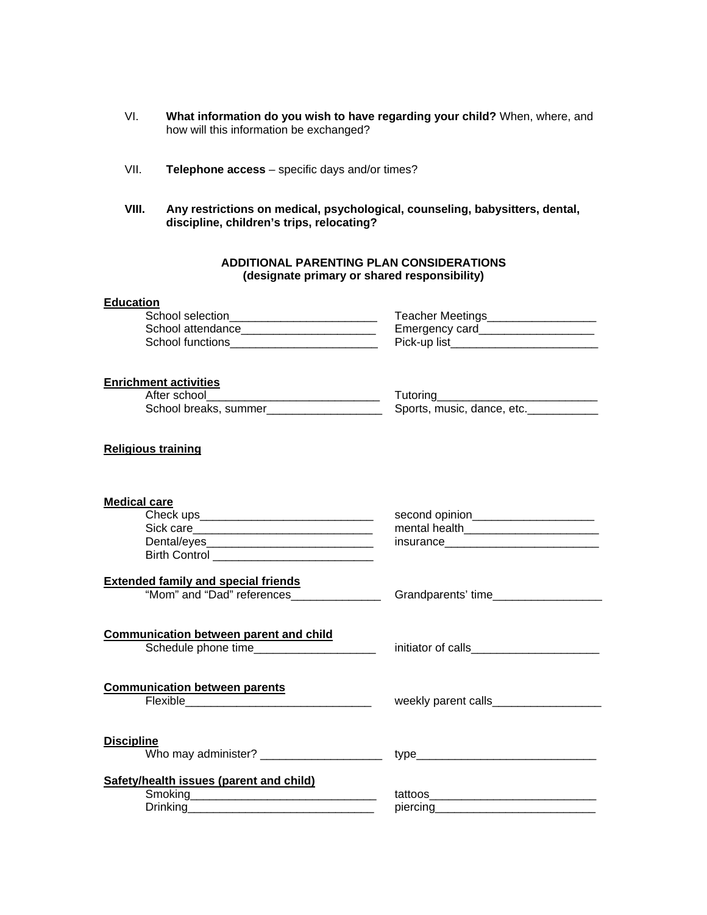VI. **What information do you wish to have regarding your child?** When, where, and how will this information be exchanged?

VII. **Telephone access** – specific days and/or times?

**VIII. Any restrictions on medical, psychological, counseling, babysitters, dental, discipline, children's trips, relocating?**

**ADDITIONAL PARENTING PLAN CONSIDERATIONS**
**(designate primary or shared responsibility)**

**Education**

School selection_______________________ Teacher Meetings_________________
School attendance_____________________ Emergency card__________________
School functions_______________________ Pick-up list_______________________

**Enrichment activities**

After school___________________________ Tutoring_________________________
School breaks, summer__________________ Sports, music, dance, etc.___________

**Religious training**

**Medical care**

Check ups___________________________ second opinion___________________
Sick care____________________________ mental health_____________________
Dental/eyes__________________________ insurance________________________
Birth Control _________________________

**Extended family and special friends**

"Mom" and "Dad" references______________ Grandparents' time_________________

**Communication between parent and child**

Schedule phone time___________________ initiator of calls____________________

**Communication between parents**

Flexible_____________________________ weekly parent calls_________________

**Discipline**

Who may administer? ___________________ type____________________________

**Safety/health issues (parent and child)**

Smoking_____________________________ tattoos__________________________
Drinking_____________________________ piercing_________________________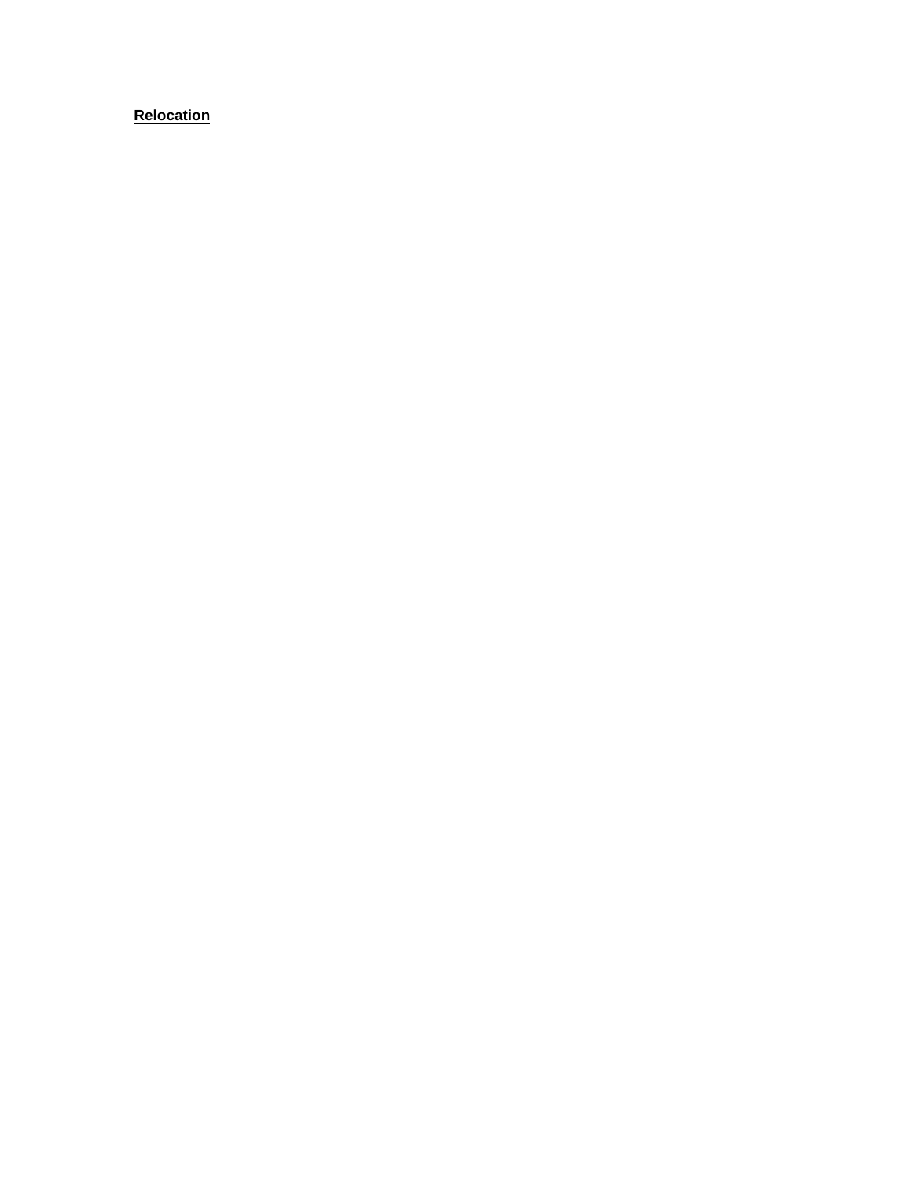**Relocation**